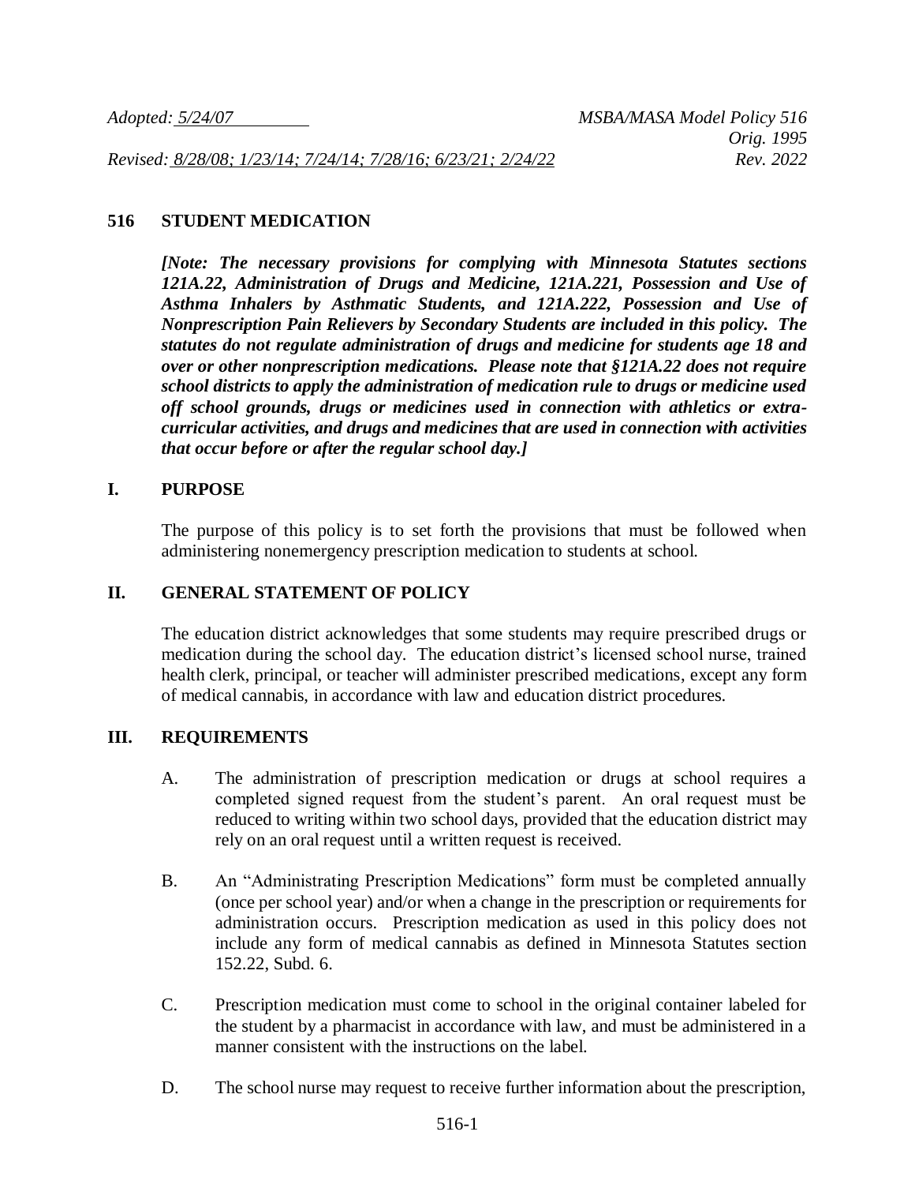*Adopted: 5/24/07* *MSBA/MASA Model Policy 516*
*Orig. 1995*
*Revised: 8/28/08; 1/23/14; 7/24/14; 7/28/16; 6/23/21; 2/24/22* *Rev. 2022*

## 516 STUDENT MEDICATION

***[Note: The necessary provisions for complying with Minnesota Statutes sections 121A.22, Administration of Drugs and Medicine, 121A.221, Possession and Use of Asthma Inhalers by Asthmatic Students, and 121A.222, Possession and Use of Nonprescription Pain Relievers by Secondary Students are included in this policy. The statutes do not regulate administration of drugs and medicine for students age 18 and over or other nonprescription medications. Please note that §121A.22 does not require school districts to apply the administration of medication rule to drugs or medicine used off school grounds, drugs or medicines used in connection with athletics or extra-curricular activities, and drugs and medicines that are used in connection with activities that occur before or after the regular school day.]***

### I. PURPOSE

The purpose of this policy is to set forth the provisions that must be followed when administering nonemergency prescription medication to students at school.

### II. GENERAL STATEMENT OF POLICY

The education district acknowledges that some students may require prescribed drugs or medication during the school day. The education district's licensed school nurse, trained health clerk, principal, or teacher will administer prescribed medications, except any form of medical cannabis, in accordance with law and education district procedures.

### III. REQUIREMENTS

A. The administration of prescription medication or drugs at school requires a completed signed request from the student's parent. An oral request must be reduced to writing within two school days, provided that the education district may rely on an oral request until a written request is received.

B. An "Administrating Prescription Medications" form must be completed annually (once per school year) and/or when a change in the prescription or requirements for administration occurs. Prescription medication as used in this policy does not include any form of medical cannabis as defined in Minnesota Statutes section 152.22, Subd. 6.

C. Prescription medication must come to school in the original container labeled for the student by a pharmacist in accordance with law, and must be administered in a manner consistent with the instructions on the label.

D. The school nurse may request to receive further information about the prescription,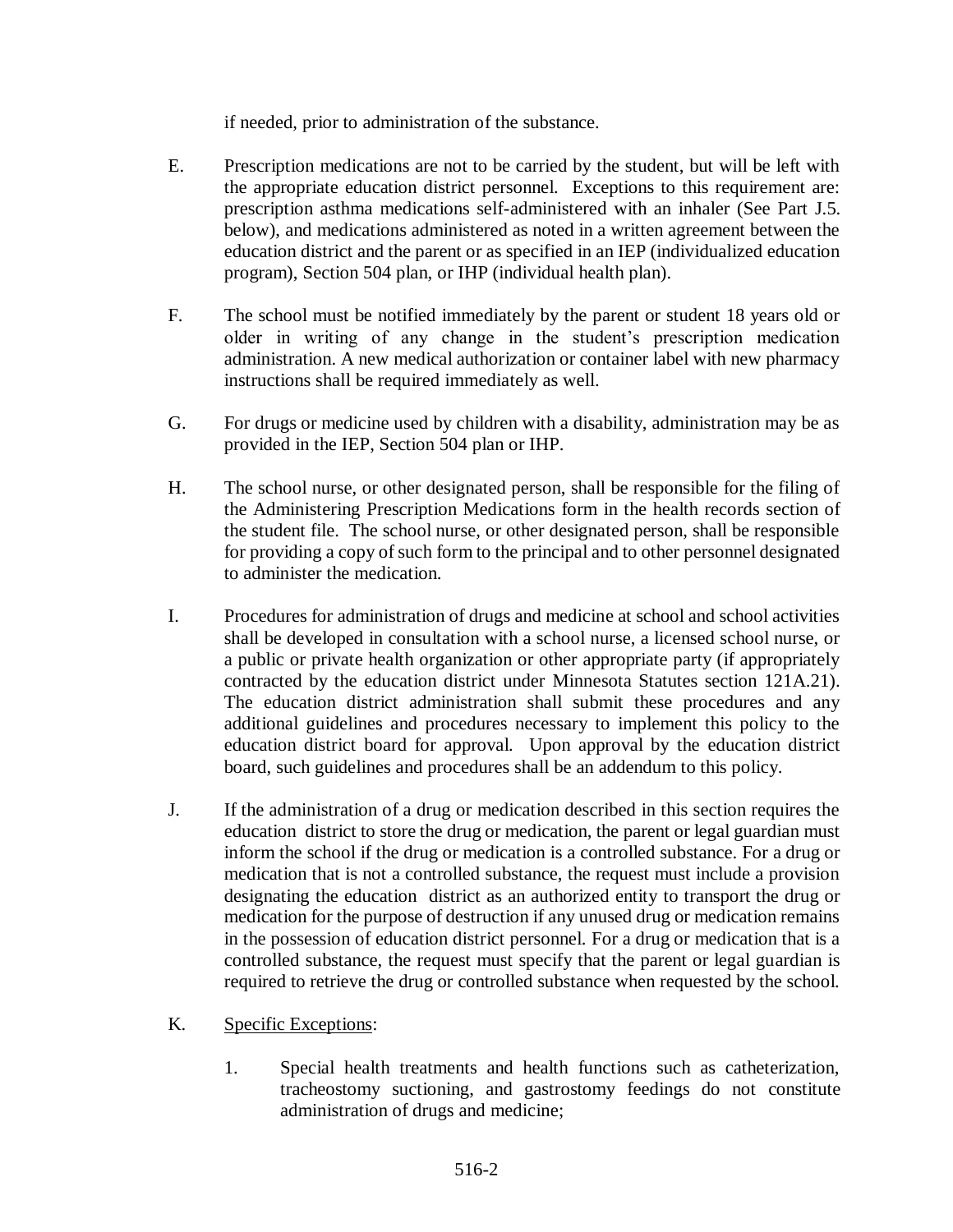if needed, prior to administration of the substance.

E. Prescription medications are not to be carried by the student, but will be left with the appropriate education district personnel. Exceptions to this requirement are: prescription asthma medications self-administered with an inhaler (See Part J.5. below), and medications administered as noted in a written agreement between the education district and the parent or as specified in an IEP (individualized education program), Section 504 plan, or IHP (individual health plan).

F. The school must be notified immediately by the parent or student 18 years old or older in writing of any change in the student's prescription medication administration. A new medical authorization or container label with new pharmacy instructions shall be required immediately as well.

G. For drugs or medicine used by children with a disability, administration may be as provided in the IEP, Section 504 plan or IHP.

H. The school nurse, or other designated person, shall be responsible for the filing of the Administering Prescription Medications form in the health records section of the student file. The school nurse, or other designated person, shall be responsible for providing a copy of such form to the principal and to other personnel designated to administer the medication.

I. Procedures for administration of drugs and medicine at school and school activities shall be developed in consultation with a school nurse, a licensed school nurse, or a public or private health organization or other appropriate party (if appropriately contracted by the education district under Minnesota Statutes section 121A.21). The education district administration shall submit these procedures and any additional guidelines and procedures necessary to implement this policy to the education district board for approval. Upon approval by the education district board, such guidelines and procedures shall be an addendum to this policy.

J. If the administration of a drug or medication described in this section requires the education district to store the drug or medication, the parent or legal guardian must inform the school if the drug or medication is a controlled substance. For a drug or medication that is not a controlled substance, the request must include a provision designating the education district as an authorized entity to transport the drug or medication for the purpose of destruction if any unused drug or medication remains in the possession of education district personnel. For a drug or medication that is a controlled substance, the request must specify that the parent or legal guardian is required to retrieve the drug or controlled substance when requested by the school.

K. <u>Specific Exceptions</u>:

1. Special health treatments and health functions such as catheterization, tracheostomy suctioning, and gastrostomy feedings do not constitute administration of drugs and medicine;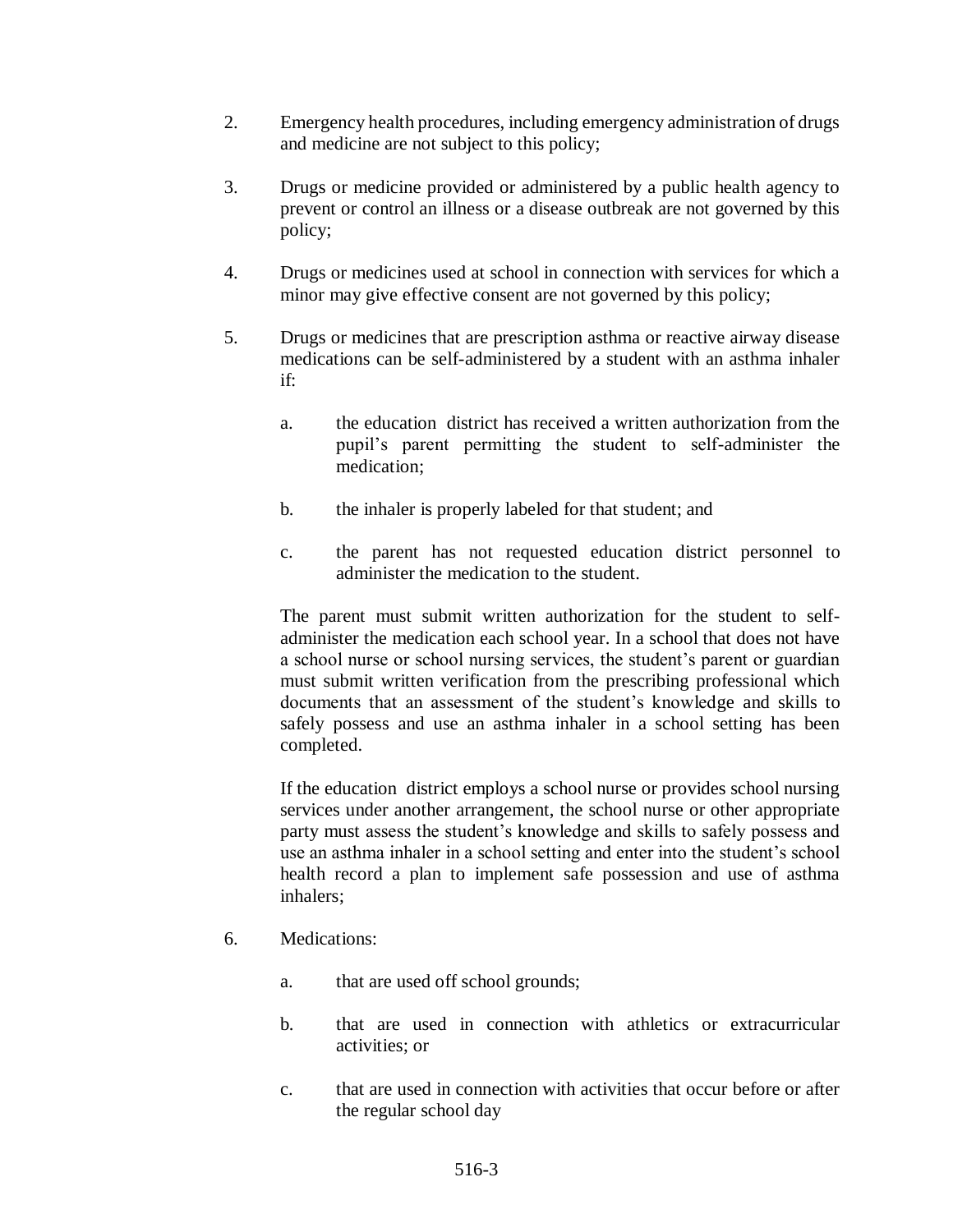2. Emergency health procedures, including emergency administration of drugs and medicine are not subject to this policy;

3. Drugs or medicine provided or administered by a public health agency to prevent or control an illness or a disease outbreak are not governed by this policy;

4. Drugs or medicines used at school in connection with services for which a minor may give effective consent are not governed by this policy;

5. Drugs or medicines that are prescription asthma or reactive airway disease medications can be self-administered by a student with an asthma inhaler if:

   a. the education district has received a written authorization from the pupil's parent permitting the student to self-administer the medication;

   b. the inhaler is properly labeled for that student; and

   c. the parent has not requested education district personnel to administer the medication to the student.

   The parent must submit written authorization for the student to self-administer the medication each school year. In a school that does not have a school nurse or school nursing services, the student's parent or guardian must submit written verification from the prescribing professional which documents that an assessment of the student's knowledge and skills to safely possess and use an asthma inhaler in a school setting has been completed.

   If the education district employs a school nurse or provides school nursing services under another arrangement, the school nurse or other appropriate party must assess the student's knowledge and skills to safely possess and use an asthma inhaler in a school setting and enter into the student's school health record a plan to implement safe possession and use of asthma inhalers;

6. Medications:

   a. that are used off school grounds;

   b. that are used in connection with athletics or extracurricular activities; or

   c. that are used in connection with activities that occur before or after the regular school day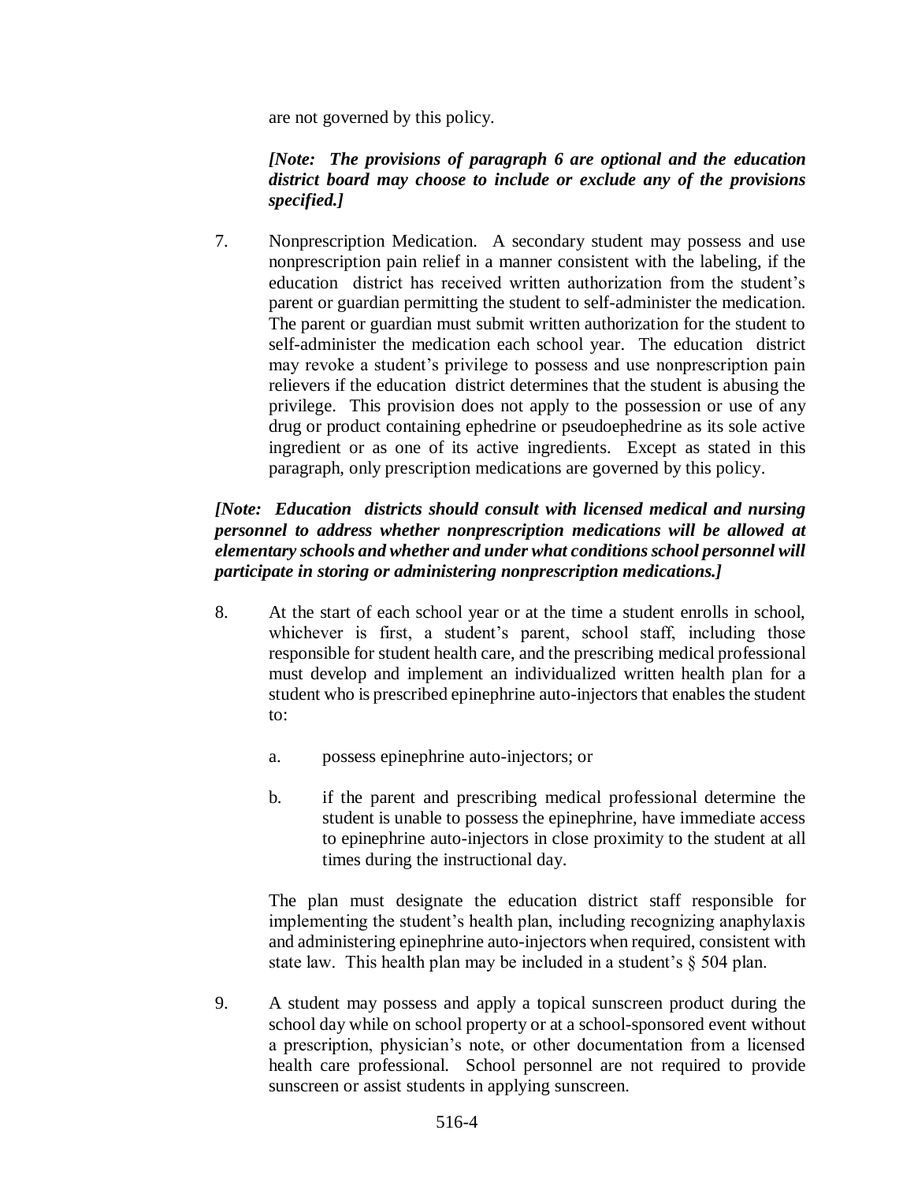are not governed by this policy.

***[Note: The provisions of paragraph 6 are optional and the education district board may choose to include or exclude any of the provisions specified.]***

7. Nonprescription Medication. A secondary student may possess and use nonprescription pain relief in a manner consistent with the labeling, if the education district has received written authorization from the student's parent or guardian permitting the student to self-administer the medication. The parent or guardian must submit written authorization for the student to self-administer the medication each school year. The education district may revoke a student's privilege to possess and use nonprescription pain relievers if the education district determines that the student is abusing the privilege. This provision does not apply to the possession or use of any drug or product containing ephedrine or pseudoephedrine as its sole active ingredient or as one of its active ingredients. Except as stated in this paragraph, only prescription medications are governed by this policy.

***[Note: Education districts should consult with licensed medical and nursing personnel to address whether nonprescription medications will be allowed at elementary schools and whether and under what conditions school personnel will participate in storing or administering nonprescription medications.]***

8. At the start of each school year or at the time a student enrolls in school, whichever is first, a student's parent, school staff, including those responsible for student health care, and the prescribing medical professional must develop and implement an individualized written health plan for a student who is prescribed epinephrine auto-injectors that enables the student to:

   a. possess epinephrine auto-injectors; or

   b. if the parent and prescribing medical professional determine the student is unable to possess the epinephrine, have immediate access to epinephrine auto-injectors in close proximity to the student at all times during the instructional day.

   The plan must designate the education district staff responsible for implementing the student's health plan, including recognizing anaphylaxis and administering epinephrine auto-injectors when required, consistent with state law. This health plan may be included in a student's § 504 plan.

9. A student may possess and apply a topical sunscreen product during the school day while on school property or at a school-sponsored event without a prescription, physician's note, or other documentation from a licensed health care professional. School personnel are not required to provide sunscreen or assist students in applying sunscreen.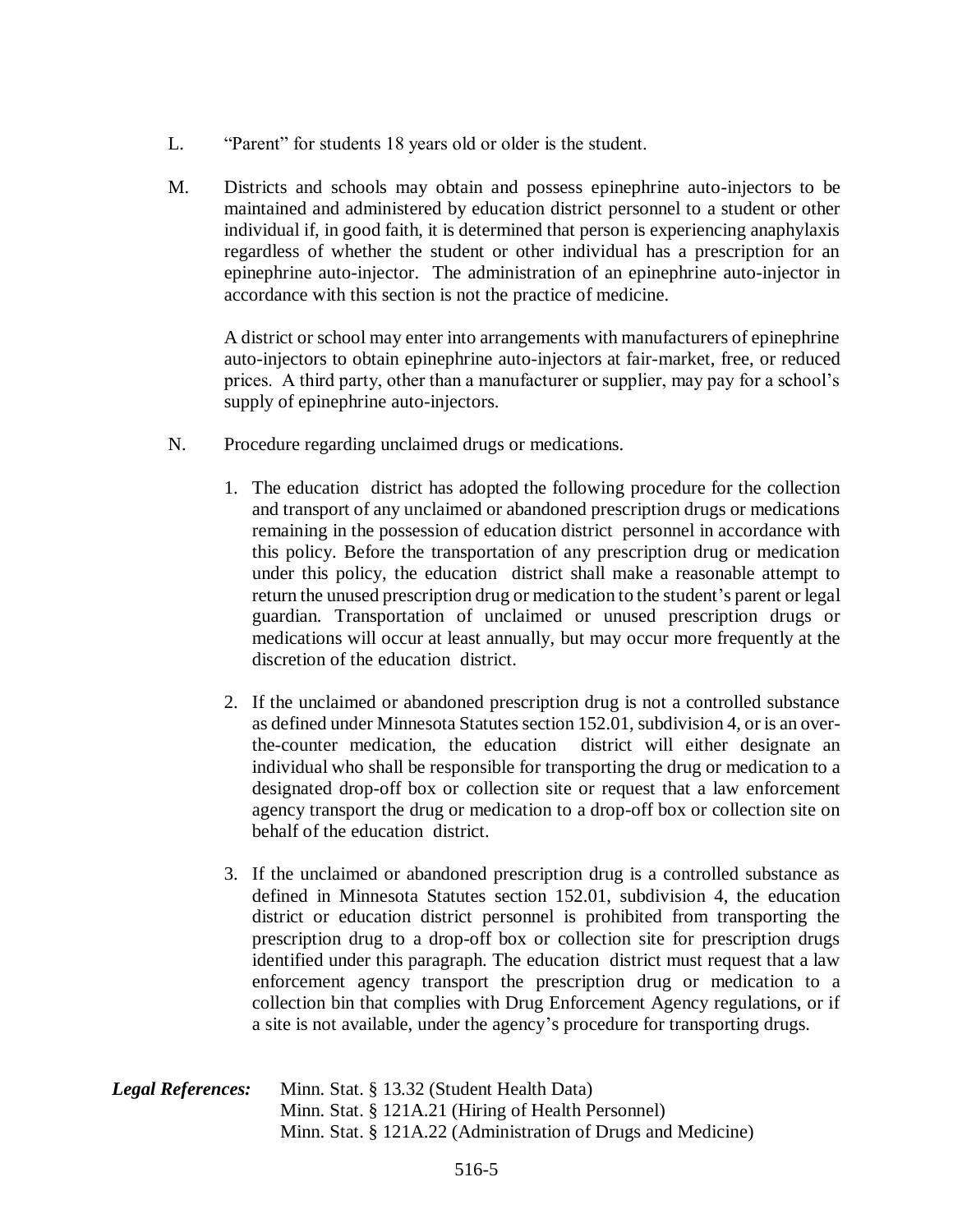L. "Parent" for students 18 years old or older is the student.

M. Districts and schools may obtain and possess epinephrine auto-injectors to be maintained and administered by education district personnel to a student or other individual if, in good faith, it is determined that person is experiencing anaphylaxis regardless of whether the student or other individual has a prescription for an epinephrine auto-injector. The administration of an epinephrine auto-injector in accordance with this section is not the practice of medicine.

   A district or school may enter into arrangements with manufacturers of epinephrine auto-injectors to obtain epinephrine auto-injectors at fair-market, free, or reduced prices. A third party, other than a manufacturer or supplier, may pay for a school's supply of epinephrine auto-injectors.

N. Procedure regarding unclaimed drugs or medications.

   1. The education district has adopted the following procedure for the collection and transport of any unclaimed or abandoned prescription drugs or medications remaining in the possession of education district personnel in accordance with this policy. Before the transportation of any prescription drug or medication under this policy, the education district shall make a reasonable attempt to return the unused prescription drug or medication to the student's parent or legal guardian. Transportation of unclaimed or unused prescription drugs or medications will occur at least annually, but may occur more frequently at the discretion of the education district.

   2. If the unclaimed or abandoned prescription drug is not a controlled substance as defined under Minnesota Statutes section 152.01, subdivision 4, or is an over-the-counter medication, the education district will either designate an individual who shall be responsible for transporting the drug or medication to a designated drop-off box or collection site or request that a law enforcement agency transport the drug or medication to a drop-off box or collection site on behalf of the education district.

   3. If the unclaimed or abandoned prescription drug is a controlled substance as defined in Minnesota Statutes section 152.01, subdivision 4, the education district or education district personnel is prohibited from transporting the prescription drug to a drop-off box or collection site for prescription drugs identified under this paragraph. The education district must request that a law enforcement agency transport the prescription drug or medication to a collection bin that complies with Drug Enforcement Agency regulations, or if a site is not available, under the agency's procedure for transporting drugs.

***Legal References:*** Minn. Stat. § 13.32 (Student Health Data)
Minn. Stat. § 121A.21 (Hiring of Health Personnel)
Minn. Stat. § 121A.22 (Administration of Drugs and Medicine)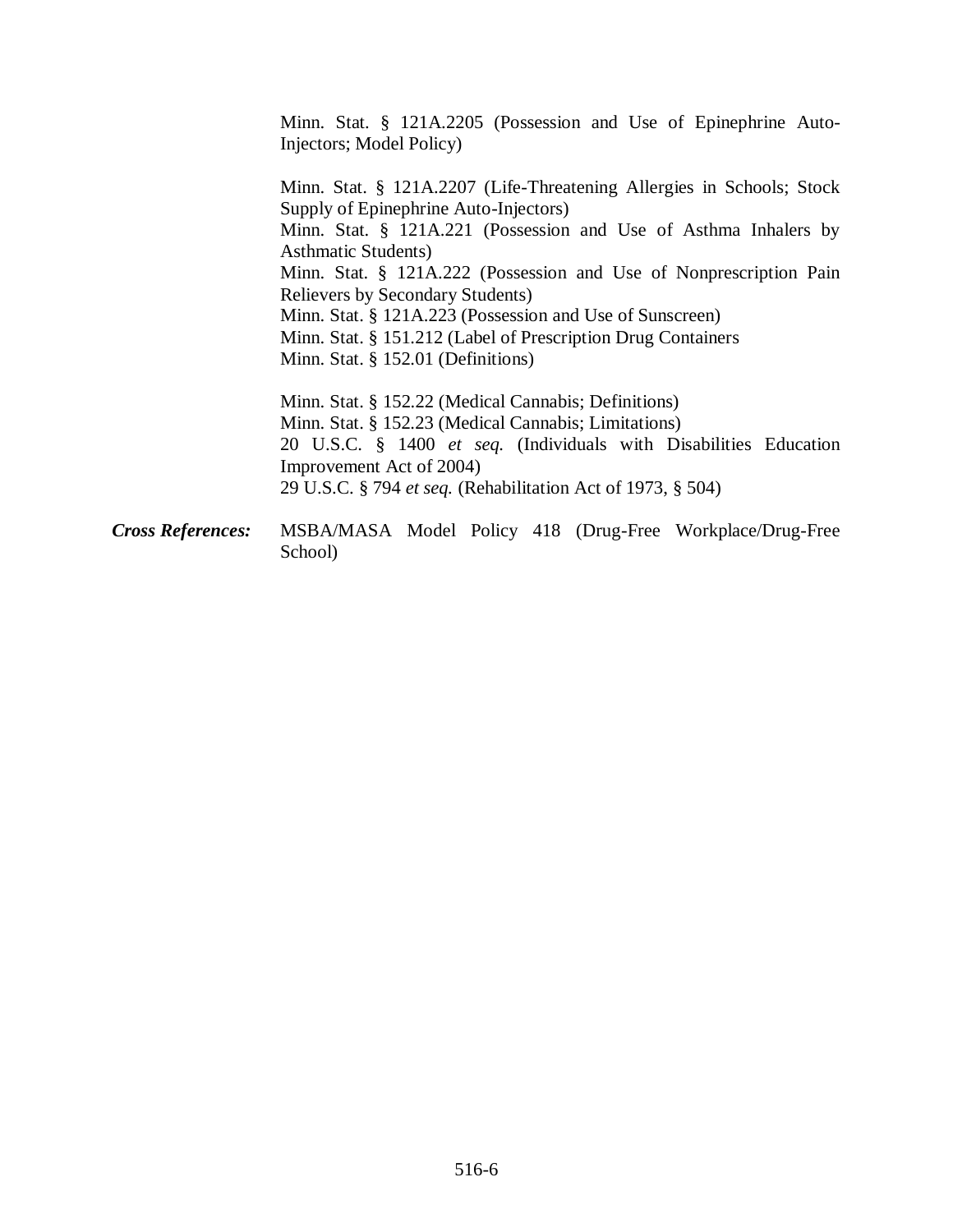Minn. Stat. § 121A.2205 (Possession and Use of Epinephrine Auto-Injectors; Model Policy)

Minn. Stat. § 121A.2207 (Life-Threatening Allergies in Schools; Stock Supply of Epinephrine Auto-Injectors)
Minn. Stat. § 121A.221 (Possession and Use of Asthma Inhalers by Asthmatic Students)
Minn. Stat. § 121A.222 (Possession and Use of Nonprescription Pain Relievers by Secondary Students)
Minn. Stat. § 121A.223 (Possession and Use of Sunscreen)
Minn. Stat. § 151.212 (Label of Prescription Drug Containers
Minn. Stat. § 152.01 (Definitions)

Minn. Stat. § 152.22 (Medical Cannabis; Definitions)
Minn. Stat. § 152.23 (Medical Cannabis; Limitations)
20 U.S.C. § 1400 *et seq.* (Individuals with Disabilities Education Improvement Act of 2004)
29 U.S.C. § 794 *et seq.* (Rehabilitation Act of 1973, § 504)

***Cross References:*** MSBA/MASA Model Policy 418 (Drug-Free Workplace/Drug-Free School)